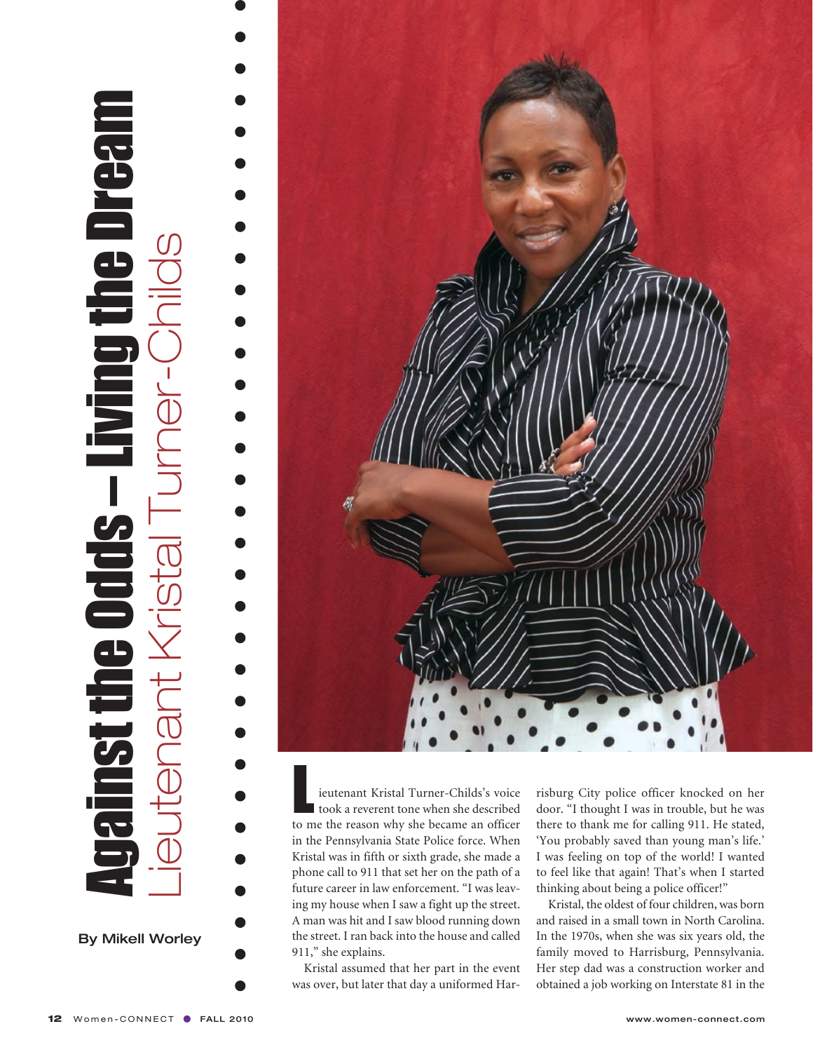# Against the Odds – Living the Dream

## Lieutenant Kristal Turner-Childs

**By Mikell Worley**

Lieutenant Kristal Turner-Childs's voice took a reverent tone when she described to me the reason why she became an officer in the Pennsylvania State Police force. When Kristal was in fifth or sixth grade, she made a phone call to 911 that set her on the path of a future career in law enforcement. "I was leaving my house when I saw a fight up the street. A man was hit and I saw blood running down the street. I ran back into the house and called 911," she explains.

Kristal assumed that her part in the event was over, but later that day a uniformed Harrisburg City police officer knocked on her door. "I thought I was in trouble, but he was there to thank me for calling 911. He stated, 'You probably saved than young man's life.' I was feeling on top of the world! I wanted to feel like that again! That's when I started thinking about being a police officer!"

Kristal, the oldest of four children, was born and raised in a small town in North Carolina. In the 1970s, when she was six years old, the family moved to Harrisburg, Pennsylvania. Her step dad was a construction worker and obtained a job working on Interstate 81 in the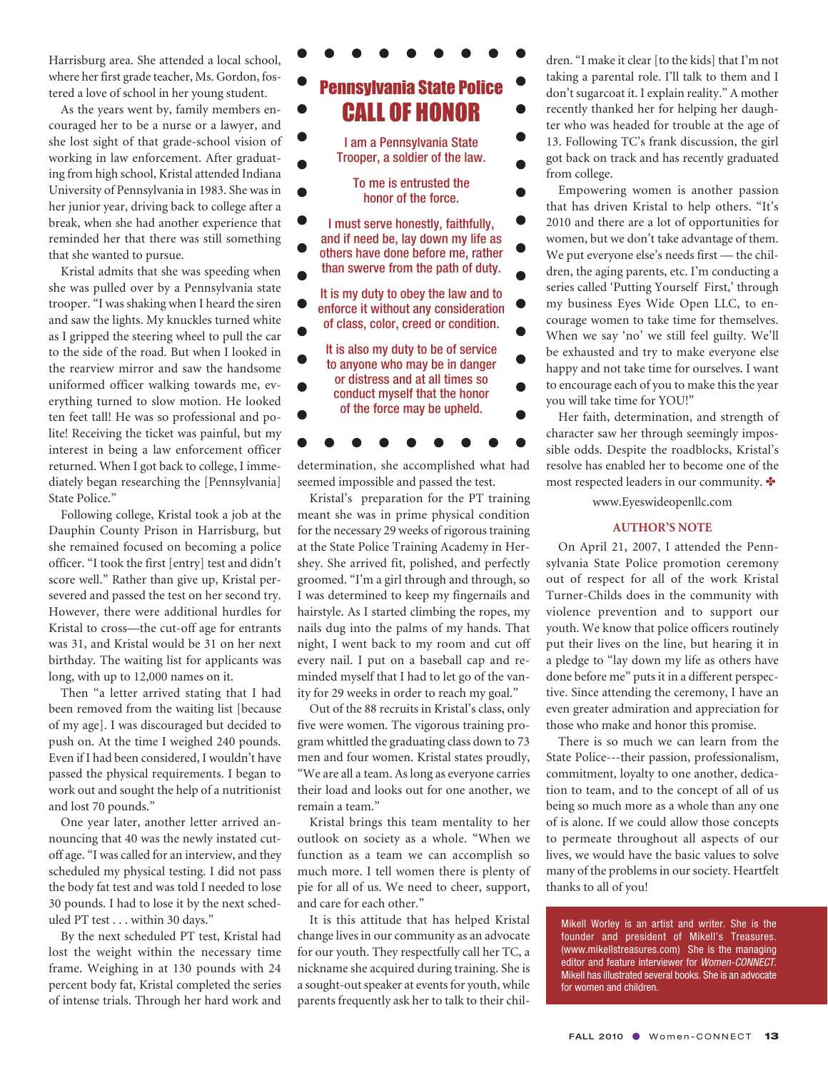Harrisburg area. She attended a local school, where her first grade teacher, Ms. Gordon, fostered a love of school in her young student.

As the years went by, family members encouraged her to be a nurse or a lawyer, and she lost sight of that grade-school vision of working in law enforcement. After graduating from high school, Kristal attended Indiana University of Pennsylvania in 1983. She was in her junior year, driving back to college after a break, when she had another experience that reminded her that there was still something that she wanted to pursue.

Kristal admits that she was speeding when she was pulled over by a Pennsylvania state trooper. "I was shaking when I heard the siren and saw the lights. My knuckles turned white as I gripped the steering wheel to pull the car to the side of the road. But when I looked in the rearview mirror and saw the handsome uniformed officer walking towards me, everything turned to slow motion. He looked ten feet tall! He was so professional and polite! Receiving the ticket was painful, but my interest in being a law enforcement officer returned. When I got back to college, I immediately began researching the [Pennsylvania] State Police."

Following college, Kristal took a job at the Dauphin County Prison in Harrisburg, but she remained focused on becoming a police officer. "I took the first [entry] test and didn't score well." Rather than give up, Kristal persevered and passed the test on her second try. However, there were additional hurdles for Kristal to cross—the cut-off age for entrants was 31, and Kristal would be 31 on her next birthday. The waiting list for applicants was long, with up to 12,000 names on it.

Then "a letter arrived stating that I had been removed from the waiting list [because of my age]. I was discouraged but decided to push on. At the time I weighed 240 pounds. Even if I had been considered, I wouldn't have passed the physical requirements. I began to work out and sought the help of a nutritionist and lost 70 pounds."

One year later, another letter arrived announcing that 40 was the newly instated cut-off age. "I was called for an interview, and they scheduled my physical testing. I did not pass the body fat test and was told I needed to lose 30 pounds. I had to lose it by the next scheduled PT test . . . within 30 days."

By the next scheduled PT test, Kristal had lost the weight within the necessary time frame. Weighing in at 130 pounds with 24 percent body fat, Kristal completed the series of intense trials. Through her hard work and determination, she accomplished what had seemed impossible and passed the test.

> ## Pennsylvania State Police
> # CALL OF HONOR
>
> I am a Pennsylvania State Trooper, a soldier of the law.
>
> To me is entrusted the honor of the force.
>
> I must serve honestly, faithfully, and if need be, lay down my life as others have done before me, rather than swerve from the path of duty.
>
> It is my duty to obey the law and to enforce it without any consideration of class, color, creed or condition.
>
> It is also my duty to be of service to anyone who may be in danger or distress and at all times so conduct myself that the honor of the force may be upheld.

Kristal's preparation for the PT training meant she was in prime physical condition for the necessary 29 weeks of rigorous training at the State Police Training Academy in Hershey. She arrived fit, polished, and perfectly groomed. "I'm a girl through and through, so I was determined to keep my fingernails and hairstyle. As I started climbing the ropes, my nails dug into the palms of my hands. That night, I went back to my room and cut off every nail. I put on a baseball cap and reminded myself that I had to let go of the vanity for 29 weeks in order to reach my goal."

Out of the 88 recruits in Kristal's class, only five were women. The vigorous training program whittled the graduating class down to 73 men and four women. Kristal states proudly, "We are all a team. As long as everyone carries their load and looks out for one another, we remain a team."

Kristal brings this team mentality to her outlook on society as a whole. "When we function as a team we can accomplish so much more. I tell women there is plenty of pie for all of us. We need to cheer, support, and care for each other."

It is this attitude that has helped Kristal change lives in our community as an advocate for our youth. They respectfully call her TC, a nickname she acquired during training. She is a sought-out speaker at events for youth, while parents frequently ask her to talk to their children. "I make it clear [to the kids] that I'm not taking a parental role. I'll talk to them and I don't sugarcoat it. I explain reality." A mother recently thanked her for helping her daughter who was headed for trouble at the age of 13. Following TC's frank discussion, the girl got back on track and has recently graduated from college.

Empowering women is another passion that has driven Kristal to help others. "It's 2010 and there are a lot of opportunities for women, but we don't take advantage of them. We put everyone else's needs first — the children, the aging parents, etc. I'm conducting a series called 'Putting Yourself First,' through my business Eyes Wide Open LLC, to encourage women to take time for themselves. When we say 'no' we still feel guilty. We'll be exhausted and try to make everyone else happy and not take time for ourselves. I want to encourage each of you to make this the year you will take time for YOU!"

Her faith, determination, and strength of character saw her through seemingly impossible odds. Despite the roadblocks, Kristal's resolve has enabled her to become one of the most respected leaders in our community. ✤

www.Eyeswideopenllc.com

### AUTHOR'S NOTE

On April 21, 2007, I attended the Pennsylvania State Police promotion ceremony out of respect for all of the work Kristal Turner-Childs does in the community with violence prevention and to support our youth. We know that police officers routinely put their lives on the line, but hearing it in a pledge to "lay down my life as others have done before me" puts it in a different perspective. Since attending the ceremony, I have an even greater admiration and appreciation for those who make and honor this promise.

There is so much we can learn from the State Police---their passion, professionalism, commitment, loyalty to one another, dedication to team, and to the concept of all of us being so much more as a whole than any one of is alone. If we could allow those concepts to permeate throughout all aspects of our lives, we would have the basic values to solve many of the problems in our society. Heartfelt thanks to all of you!

Mikell Worley is an artist and writer. She is the founder and president of Mikell's Treasures. (www.mikellstreasures.com) She is the managing editor and feature interviewer for *Women-CONNECT*. Mikell has illustrated several books. She is an advocate for women and children.